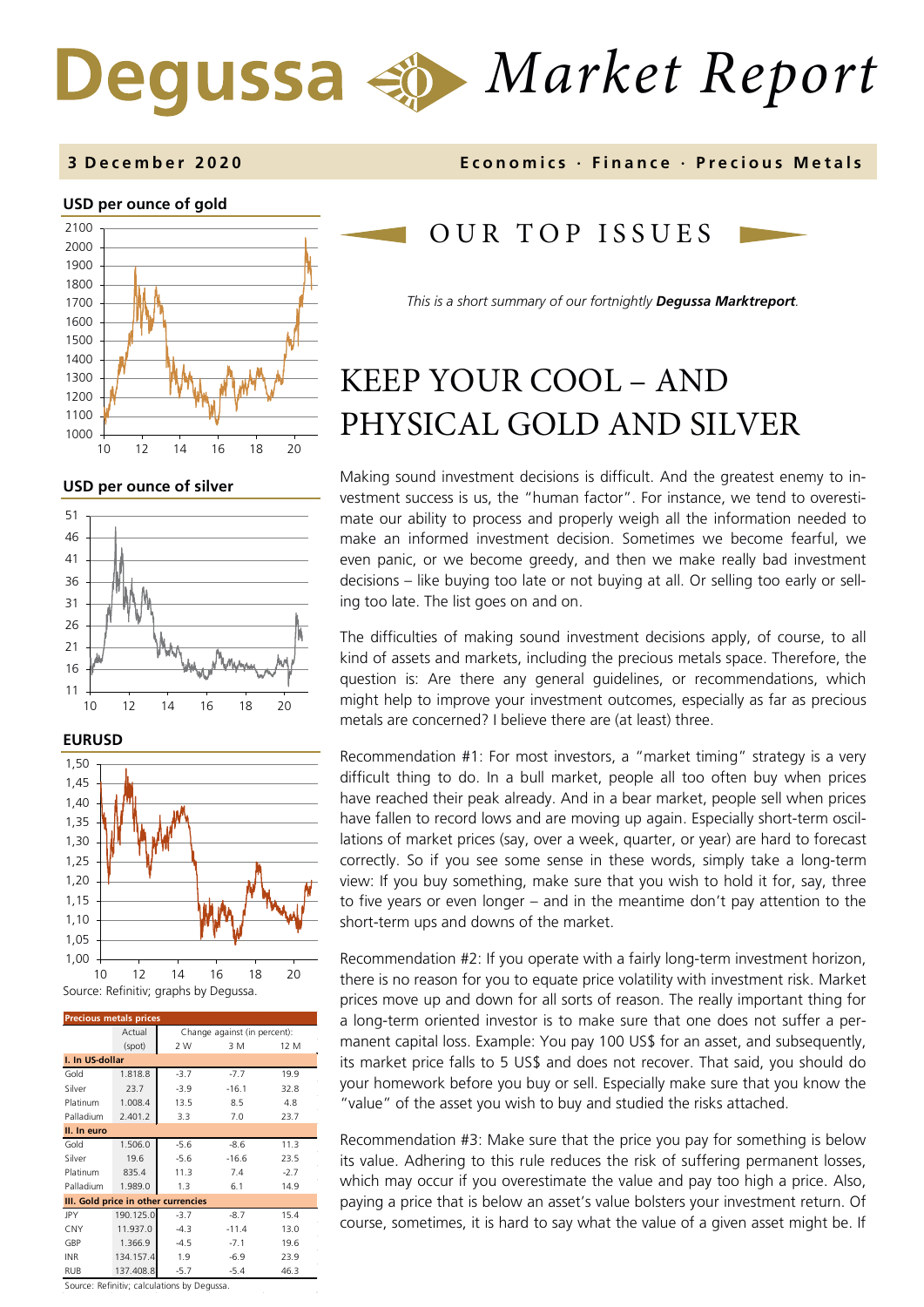# Degussa Market Report

**3 December 2020** — **Economics · Finance · Precious Metals**

**USD per ounce of gold**

**USD per ounce of silver**

**EURUSD**

Source: Refinitiv; graphs by Degussa.

| Precious metals prices | Actual (spot) | Change against (in percent): 2 W | 3 M | 12 M |
|---|---|---|---|---|
| **I. In US-dollar** | | | | |
| Gold | 1.818.8 | -3.7 | -7.7 | 19.9 |
| Silver | 23.7 | -3.9 | -16.1 | 32.8 |
| Platinum | 1.008.4 | 13.5 | 8.5 | 4.8 |
| Palladium | 2.401.2 | 3.3 | 7.0 | 23.7 |
| **II. In euro** | | | | |
| Gold | 1.506.0 | -5.6 | -8.6 | 11.3 |
| Silver | 19.6 | -5.6 | -16.6 | 23.5 |
| Platinum | 835.4 | 11.3 | 7.4 | -2.7 |
| Palladium | 1.989.0 | 1.3 | 6.1 | 14.9 |
| **III. Gold price in other currencies** | | | | |
| JPY | 190.125.0 | -3.7 | -8.7 | 15.4 |
| CNY | 11.937.0 | -4.3 | -11.4 | 13.0 |
| GBP | 1.366.9 | -4.5 | -7.1 | 19.6 |
| INR | 134.157.4 | 1.9 | -6.9 | 23.9 |
| RUB | 137.408.8 | -5.7 | -5.4 | 46.3 |

Source: Refinitiv; calculations by Degussa.

## OUR TOP ISSUES

*This is a short summary of our fortnightly* ***Degussa Marktreport****.*

# KEEP YOUR COOL – AND PHYSICAL GOLD AND SILVER

Making sound investment decisions is difficult. And the greatest enemy to investment success is us, the "human factor". For instance, we tend to overestimate our ability to process and properly weigh all the information needed to make an informed investment decision. Sometimes we become fearful, we even panic, or we become greedy, and then we make really bad investment decisions – like buying too late or not buying at all. Or selling too early or selling too late. The list goes on and on.

The difficulties of making sound investment decisions apply, of course, to all kind of assets and markets, including the precious metals space. Therefore, the question is: Are there any general guidelines, or recommendations, which might help to improve your investment outcomes, especially as far as precious metals are concerned? I believe there are (at least) three.

Recommendation #1: For most investors, a "market timing" strategy is a very difficult thing to do. In a bull market, people all too often buy when prices have reached their peak already. And in a bear market, people sell when prices have fallen to record lows and are moving up again. Especially short-term oscillations of market prices (say, over a week, quarter, or year) are hard to forecast correctly. So if you see some sense in these words, simply take a long-term view: If you buy something, make sure that you wish to hold it for, say, three to five years or even longer – and in the meantime don't pay attention to the short-term ups and downs of the market.

Recommendation #2: If you operate with a fairly long-term investment horizon, there is no reason for you to equate price volatility with investment risk. Market prices move up and down for all sorts of reason. The really important thing for a long-term oriented investor is to make sure that one does not suffer a permanent capital loss. Example: You pay 100 US$ for an asset, and subsequently, its market price falls to 5 US$ and does not recover. That said, you should do your homework before you buy or sell. Especially make sure that you know the "value" of the asset you wish to buy and studied the risks attached.

Recommendation #3: Make sure that the price you pay for something is below its value. Adhering to this rule reduces the risk of suffering permanent losses, which may occur if you overestimate the value and pay too high a price. Also, paying a price that is below an asset's value bolsters your investment return. Of course, sometimes, it is hard to say what the value of a given asset might be. If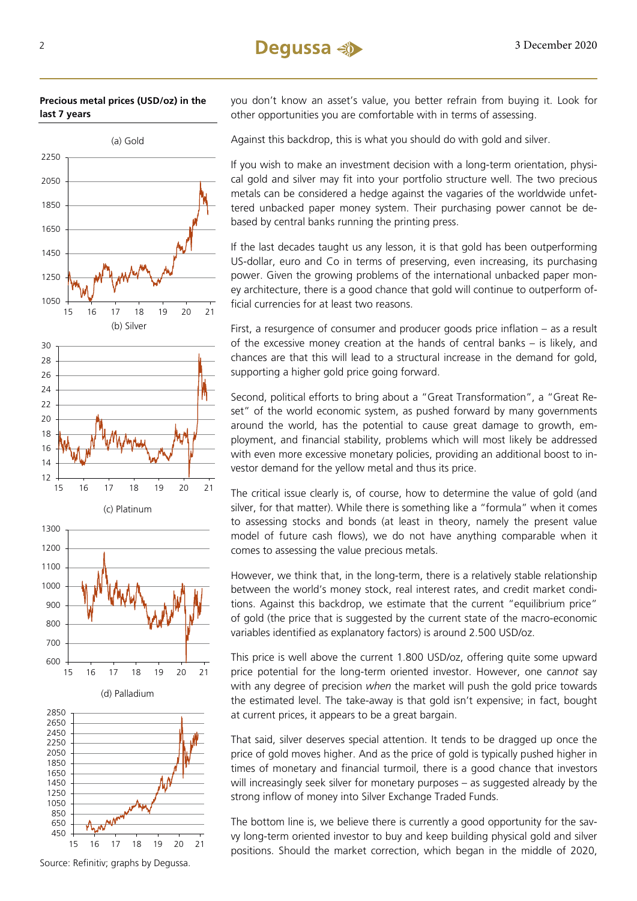**Precious metal prices (USD/oz) in the last 7 years**

(a) Gold

(b) Silver

(c) Platinum

(d) Palladium

Source: Refinitiv; graphs by Degussa.

you don't know an asset's value, you better refrain from buying it. Look for other opportunities you are comfortable with in terms of assessing.

Against this backdrop, this is what you should do with gold and silver.

If you wish to make an investment decision with a long-term orientation, physical gold and silver may fit into your portfolio structure well. The two precious metals can be considered a hedge against the vagaries of the worldwide unfettered unbacked paper money system. Their purchasing power cannot be debased by central banks running the printing press.

If the last decades taught us any lesson, it is that gold has been outperforming US-dollar, euro and Co in terms of preserving, even increasing, its purchasing power. Given the growing problems of the international unbacked paper money architecture, there is a good chance that gold will continue to outperform official currencies for at least two reasons.

First, a resurgence of consumer and producer goods price inflation – as a result of the excessive money creation at the hands of central banks – is likely, and chances are that this will lead to a structural increase in the demand for gold, supporting a higher gold price going forward.

Second, political efforts to bring about a "Great Transformation", a "Great Reset" of the world economic system, as pushed forward by many governments around the world, has the potential to cause great damage to growth, employment, and financial stability, problems which will most likely be addressed with even more excessive monetary policies, providing an additional boost to investor demand for the yellow metal and thus its price.

The critical issue clearly is, of course, how to determine the value of gold (and silver, for that matter). While there is something like a "formula" when it comes to assessing stocks and bonds (at least in theory, namely the present value model of future cash flows), we do not have anything comparable when it comes to assessing the value precious metals.

However, we think that, in the long-term, there is a relatively stable relationship between the world's money stock, real interest rates, and credit market conditions. Against this backdrop, we estimate that the current "equilibrium price" of gold (the price that is suggested by the current state of the macro-economic variables identified as explanatory factors) is around 2.500 USD/oz.

This price is well above the current 1.800 USD/oz, offering quite some upward price potential for the long-term oriented investor. However, one can*not* say with any degree of precision *when* the market will push the gold price towards the estimated level. The take-away is that gold isn't expensive; in fact, bought at current prices, it appears to be a great bargain.

That said, silver deserves special attention. It tends to be dragged up once the price of gold moves higher. And as the price of gold is typically pushed higher in times of monetary and financial turmoil, there is a good chance that investors will increasingly seek silver for monetary purposes – as suggested already by the strong inflow of money into Silver Exchange Traded Funds.

The bottom line is, we believe there is currently a good opportunity for the savvy long-term oriented investor to buy and keep building physical gold and silver positions. Should the market correction, which began in the middle of 2020,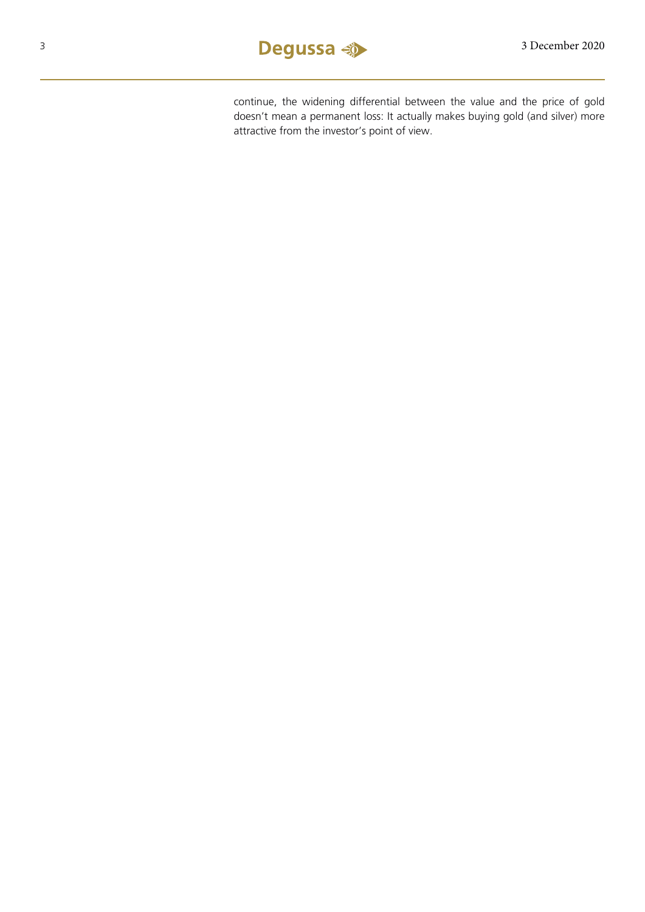continue, the widening differential between the value and the price of gold doesn't mean a permanent loss: It actually makes buying gold (and silver) more attractive from the investor's point of view.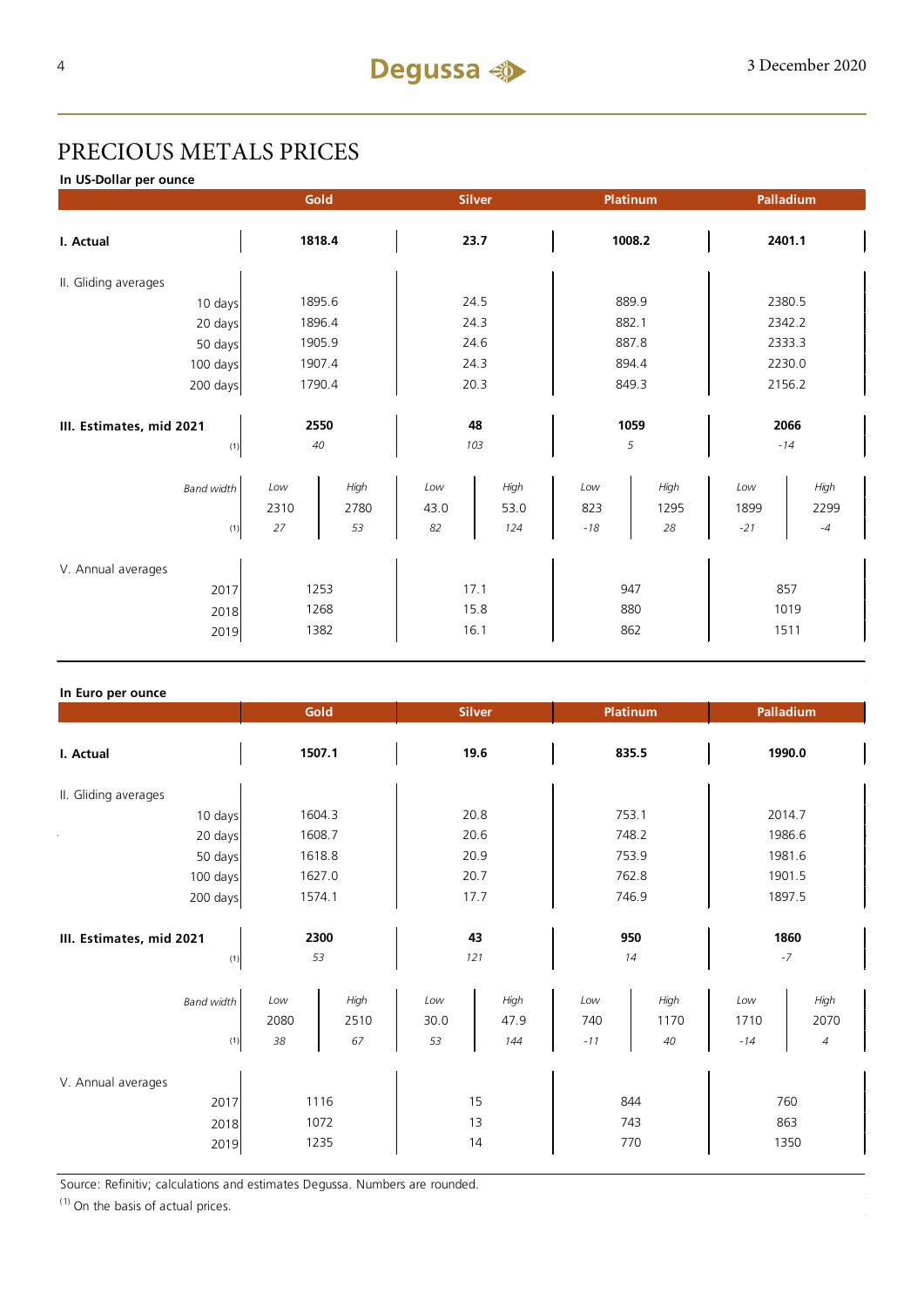# PRECIOUS METALS PRICES

**In US-Dollar per ounce**

| | Gold | | Silver | | Platinum | | Palladium | |
|---|---|---|---|---|---|---|---|---|
| **I. Actual** | **1818.4** | | **23.7** | | **1008.2** | | **2401.1** | |
| II. Gliding averages | | | | | | | | |
| 10 days | 1895.6 | | 24.5 | | 889.9 | | 2380.5 | |
| 20 days | 1896.4 | | 24.3 | | 882.1 | | 2342.2 | |
| 50 days | 1905.9 | | 24.6 | | 887.8 | | 2333.3 | |
| 100 days | 1907.4 | | 24.3 | | 894.4 | | 2230.0 | |
| 200 days | 1790.4 | | 20.3 | | 849.3 | | 2156.2 | |
| **III. Estimates, mid 2021** | **2550** | | **48** | | **1059** | | **2066** | |
| (1) | *40* | | *103* | | *5* | | *-14* | |
| *Band width* | *Low* | *High* | *Low* | *High* | *Low* | *High* | *Low* | *High* |
| | 2310 | 2780 | 43.0 | 53.0 | 823 | 1295 | 1899 | 2299 |
| (1) | *27* | *53* | *82* | *124* | *-18* | *28* | *-21* | *-4* |
| V. Annual averages | | | | | | | | |
| 2017 | 1253 | | 17.1 | | 947 | | 857 | |
| 2018 | 1268 | | 15.8 | | 880 | | 1019 | |
| 2019 | 1382 | | 16.1 | | 862 | | 1511 | |

**In Euro per ounce**

| | Gold | | Silver | | Platinum | | Palladium | |
|---|---|---|---|---|---|---|---|---|
| **I. Actual** | **1507.1** | | **19.6** | | **835.5** | | **1990.0** | |
| II. Gliding averages | | | | | | | | |
| 10 days | 1604.3 | | 20.8 | | 753.1 | | 2014.7 | |
| 20 days | 1608.7 | | 20.6 | | 748.2 | | 1986.6 | |
| 50 days | 1618.8 | | 20.9 | | 753.9 | | 1981.6 | |
| 100 days | 1627.0 | | 20.7 | | 762.8 | | 1901.5 | |
| 200 days | 1574.1 | | 17.7 | | 746.9 | | 1897.5 | |
| **III. Estimates, mid 2021** | **2300** | | **43** | | **950** | | **1860** | |
| (1) | *53* | | *121* | | *14* | | *-7* | |
| *Band width* | *Low* | *High* | *Low* | *High* | *Low* | *High* | *Low* | *High* |
| | 2080 | 2510 | 30.0 | 47.9 | 740 | 1170 | 1710 | 2070 |
| (1) | *38* | *67* | *53* | *144* | *-11* | *40* | *-14* | *4* |
| V. Annual averages | | | | | | | | |
| 2017 | 1116 | | 15 | | 844 | | 760 | |
| 2018 | 1072 | | 13 | | 743 | | 863 | |
| 2019 | 1235 | | 14 | | 770 | | 1350 | |

Source: Refinitiv; calculations and estimates Degussa. Numbers are rounded.

(1) On the basis of actual prices.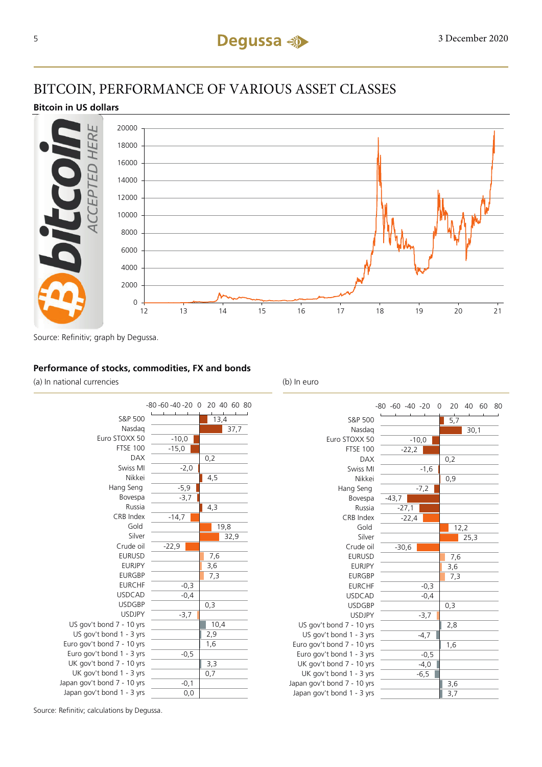# BITCOIN, PERFORMANCE OF VARIOUS ASSET CLASSES

**Bitcoin in US dollars**

Source: Refinitiv; graph by Degussa.

**Performance of stocks, commodities, FX and bonds**

| | (a) In national currencies | (b) In euro |
|---|---|---|
| S&P 500 | 13,4 | 5,7 |
| Nasdaq | 37,7 | 30,1 |
| Euro STOXX 50 | -10,0 | -10,0 |
| FTSE 100 | -15,0 | -22,2 |
| DAX | 0,2 | 0,2 |
| Swiss MI | -2,0 | -1,6 |
| Nikkei | 4,5 | 0,9 |
| Hang Seng | -5,9 | -7,2 |
| Bovespa | -3,7 | -43,7 |
| Russia | 4,3 | -27,1 |
| CRB Index | -14,7 | -22,4 |
| Gold | 19,8 | 12,2 |
| Silver | 32,9 | 25,3 |
| Crude oil | -22,9 | -30,6 |
| EURUSD | 7,6 | 7,6 |
| EURJPY | 3,6 | 3,6 |
| EURGBP | 7,3 | 7,3 |
| EURCHF | -0,3 | -0,3 |
| USDCAD | -0,4 | -0,4 |
| USDGBP | 0,3 | 0,3 |
| USDJPY | -3,7 | -3,7 |
| US gov't bond 7 - 10 yrs | 10,4 | 2,8 |
| US gov't bond 1 - 3 yrs | 2,9 | -4,7 |
| Euro gov't bond 7 - 10 yrs | 1,6 | 1,6 |
| Euro gov't bond 1 - 3 yrs | -0,5 | -0,5 |
| UK gov't bond 7 - 10 yrs | 3,3 | -4,0 |
| UK gov't bond 1 - 3 yrs | 0,7 | -6,5 |
| Japan gov't bond 7 - 10 yrs | -0,1 | 3,6 |
| Japan gov't bond 1 - 3 yrs | 0,0 | 3,7 |

Source: Refinitiv; calculations by Degussa.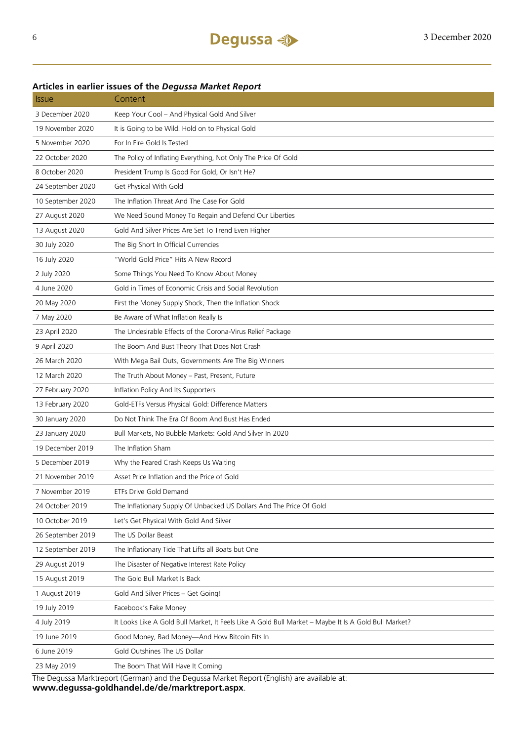### Articles in earlier issues of the *Degussa Market Report*

| Issue | Content |
|---|---|
| 3 December 2020 | Keep Your Cool – And Physical Gold And Silver |
| 19 November 2020 | It is Going to be Wild. Hold on to Physical Gold |
| 5 November 2020 | For In Fire Gold Is Tested |
| 22 October 2020 | The Policy of Inflating Everything, Not Only The Price Of Gold |
| 8 October 2020 | President Trump Is Good For Gold, Or Isn't He? |
| 24 September 2020 | Get Physical With Gold |
| 10 September 2020 | The Inflation Threat And The Case For Gold |
| 27 August 2020 | We Need Sound Money To Regain and Defend Our Liberties |
| 13 August 2020 | Gold And Silver Prices Are Set To Trend Even Higher |
| 30 July 2020 | The Big Short In Official Currencies |
| 16 July 2020 | "World Gold Price" Hits A New Record |
| 2 July 2020 | Some Things You Need To Know About Money |
| 4 June 2020 | Gold in Times of Economic Crisis and Social Revolution |
| 20 May 2020 | First the Money Supply Shock, Then the Inflation Shock |
| 7 May 2020 | Be Aware of What Inflation Really Is |
| 23 April 2020 | The Undesirable Effects of the Corona-Virus Relief Package |
| 9 April 2020 | The Boom And Bust Theory That Does Not Crash |
| 26 March 2020 | With Mega Bail Outs, Governments Are The Big Winners |
| 12 March 2020 | The Truth About Money – Past, Present, Future |
| 27 February 2020 | Inflation Policy And Its Supporters |
| 13 February 2020 | Gold-ETFs Versus Physical Gold: Difference Matters |
| 30 January 2020 | Do Not Think The Era Of Boom And Bust Has Ended |
| 23 January 2020 | Bull Markets, No Bubble Markets: Gold And Silver In 2020 |
| 19 December 2019 | The Inflation Sham |
| 5 December 2019 | Why the Feared Crash Keeps Us Waiting |
| 21 November 2019 | Asset Price Inflation and the Price of Gold |
| 7 November 2019 | ETFs Drive Gold Demand |
| 24 October 2019 | The Inflationary Supply Of Unbacked US Dollars And The Price Of Gold |
| 10 October 2019 | Let's Get Physical With Gold And Silver |
| 26 September 2019 | The US Dollar Beast |
| 12 September 2019 | The Inflationary Tide That Lifts all Boats but One |
| 29 August 2019 | The Disaster of Negative Interest Rate Policy |
| 15 August 2019 | The Gold Bull Market Is Back |
| 1 August 2019 | Gold And Silver Prices – Get Going! |
| 19 July 2019 | Facebook's Fake Money |
| 4 July 2019 | It Looks Like A Gold Bull Market, It Feels Like A Gold Bull Market – Maybe It Is A Gold Bull Market? |
| 19 June 2019 | Good Money, Bad Money—And How Bitcoin Fits In |
| 6 June 2019 | Gold Outshines The US Dollar |
| 23 May 2019 | The Boom That Will Have It Coming |

The Degussa Marktreport (German) and the Degussa Market Report (English) are available at:
**www.degussa-goldhandel.de/de/marktreport.aspx**.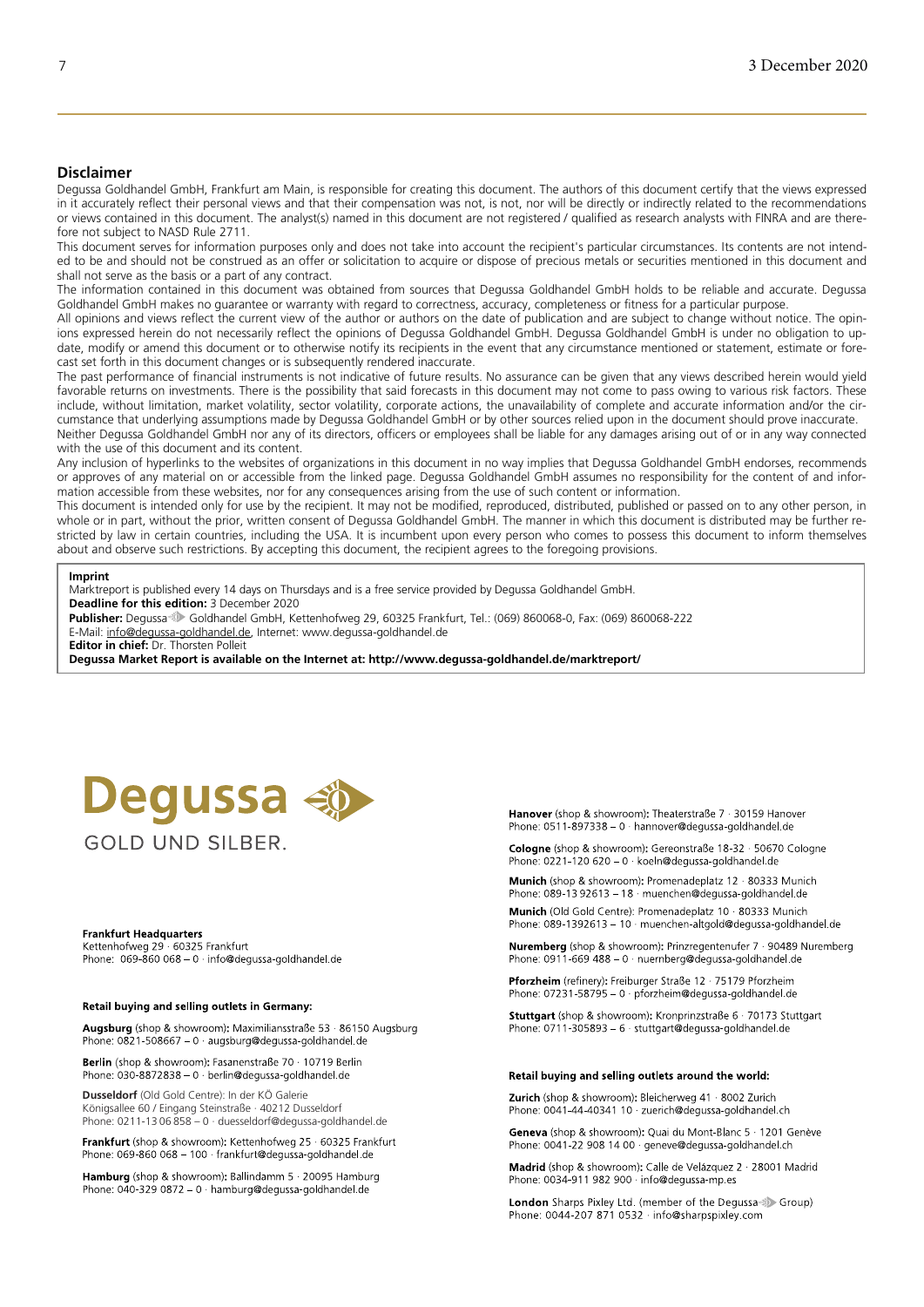## Disclaimer

Degussa Goldhandel GmbH, Frankfurt am Main, is responsible for creating this document. The authors of this document certify that the views expressed in it accurately reflect their personal views and that their compensation was not, is not, nor will be directly or indirectly related to the recommendations or views contained in this document. The analyst(s) named in this document are not registered / qualified as research analysts with FINRA and are therefore not subject to NASD Rule 2711.

This document serves for information purposes only and does not take into account the recipient's particular circumstances. Its contents are not intended to be and should not be construed as an offer or solicitation to acquire or dispose of precious metals or securities mentioned in this document and shall not serve as the basis or a part of any contract.

The information contained in this document was obtained from sources that Degussa Goldhandel GmbH holds to be reliable and accurate. Degussa Goldhandel GmbH makes no guarantee or warranty with regard to correctness, accuracy, completeness or fitness for a particular purpose.

All opinions and views reflect the current view of the author or authors on the date of publication and are subject to change without notice. The opinions expressed herein do not necessarily reflect the opinions of Degussa Goldhandel GmbH. Degussa Goldhandel GmbH is under no obligation to update, modify or amend this document or to otherwise notify its recipients in the event that any circumstance mentioned or statement, estimate or forecast set forth in this document changes or is subsequently rendered inaccurate.

The past performance of financial instruments is not indicative of future results. No assurance can be given that any views described herein would yield favorable returns on investments. There is the possibility that said forecasts in this document may not come to pass owing to various risk factors. These include, without limitation, market volatility, sector volatility, corporate actions, the unavailability of complete and accurate information and/or the circumstance that underlying assumptions made by Degussa Goldhandel GmbH or by other sources relied upon in the document should prove inaccurate.

Neither Degussa Goldhandel GmbH nor any of its directors, officers or employees shall be liable for any damages arising out of or in any way connected with the use of this document and its content.

Any inclusion of hyperlinks to the websites of organizations in this document in no way implies that Degussa Goldhandel GmbH endorses, recommends or approves of any material on or accessible from the linked page. Degussa Goldhandel GmbH assumes no responsibility for the content of and information accessible from these websites, nor for any consequences arising from the use of such content or information.

This document is intended only for use by the recipient. It may not be modified, reproduced, distributed, published or passed on to any other person, in whole or in part, without the prior, written consent of Degussa Goldhandel GmbH. The manner in which this document is distributed may be further restricted by law in certain countries, including the USA. It is incumbent upon every person who comes to possess this document to inform themselves about and observe such restrictions. By accepting this document, the recipient agrees to the foregoing provisions.

**Imprint**
Marktreport is published every 14 days on Thursdays and is a free service provided by Degussa Goldhandel GmbH.
**Deadline for this edition:** 3 December 2020
**Publisher:** Degussa Goldhandel GmbH, Kettenhofweg 29, 60325 Frankfurt, Tel.: (069) 860068-0, Fax: (069) 860068-222
E-Mail: info@degussa-goldhandel.de, Internet: www.degussa-goldhandel.de
**Editor in chief:** Dr. Thorsten Polleit
**Degussa Market Report is available on the Internet at: http://www.degussa-goldhandel.de/marktreport/**

Degussa
GOLD UND SILBER.

**Frankfurt Headquarters**
Kettenhofweg 29 · 60325 Frankfurt
Phone: 069-860 068 – 0 · info@degussa-goldhandel.de

**Retail buying and selling outlets in Germany:**

**Augsburg** (shop & showroom)**:** Maximiliansstraße 53 · 86150 Augsburg
Phone: 0821-508667 – 0 · augsburg@degussa-goldhandel.de

**Berlin** (shop & showroom)**:** Fasanenstraße 70 · 10719 Berlin
Phone: 030-8872838 – 0 · berlin@degussa-goldhandel.de

**Dusseldorf** (Old Gold Centre): In der KÖ Galerie
Königsallee 60 / Eingang Steinstraße · 40212 Dusseldorf
Phone: 0211-13 06 858 – 0 · duesseldorf@degussa-goldhandel.de

**Frankfurt** (shop & showroom)**:** Kettenhofweg 25 · 60325 Frankfurt
Phone: 069-860 068 – 100 · frankfurt@degussa-goldhandel.de

**Hamburg** (shop & showroom)**:** Ballindamm 5 · 20095 Hamburg
Phone: 040-329 0872 – 0 · hamburg@degussa-goldhandel.de

**Hanover** (shop & showroom)**:** Theaterstraße 7 · 30159 Hanover
Phone: 0511-897338 – 0 · hannover@degussa-goldhandel.de

**Cologne** (shop & showroom)**:** Gereonstraße 18-32 · 50670 Cologne
Phone: 0221-120 620 – 0 · koeln@degussa-goldhandel.de

**Munich** (shop & showroom)**:** Promenadeplatz 12 · 80333 Munich
Phone: 089-13 92613 – 18 · muenchen@degussa-goldhandel.de

**Munich** (Old Gold Centre): Promenadeplatz 10 · 80333 Munich
Phone: 089-1392613 – 10 · muenchen-altgold@degussa-goldhandel.de

**Nuremberg** (shop & showroom)**:** Prinzregentenufer 7 · 90489 Nuremberg
Phone: 0911-669 488 – 0 · nuernberg@degussa-goldhandel.de

**Pforzheim** (refinery)**:** Freiburger Straße 12 · 75179 Pforzheim
Phone: 07231-58795 – 0 · pforzheim@degussa-goldhandel.de

**Stuttgart** (shop & showroom)**:** Kronprinzstraße 6 · 70173 Stuttgart
Phone: 0711-305893 – 6 · stuttgart@degussa-goldhandel.de

**Retail buying and selling outlets around the world:**

**Zurich** (shop & showroom)**:** Bleicherweg 41 · 8002 Zurich
Phone: 0041-44-40341 10 · zuerich@degussa-goldhandel.ch

**Geneva** (shop & showroom)**:** Quai du Mont-Blanc 5 · 1201 Genève
Phone: 0041-22 908 14 00 · geneve@degussa-goldhandel.ch

**Madrid** (shop & showroom)**:** Calle de Velázquez 2 · 28001 Madrid
Phone: 0034-911 982 900 · info@degussa-mp.es

**London** Sharps Pixley Ltd. (member of the Degussa Group)
Phone: 0044-207 871 0532 · info@sharpspixley.com